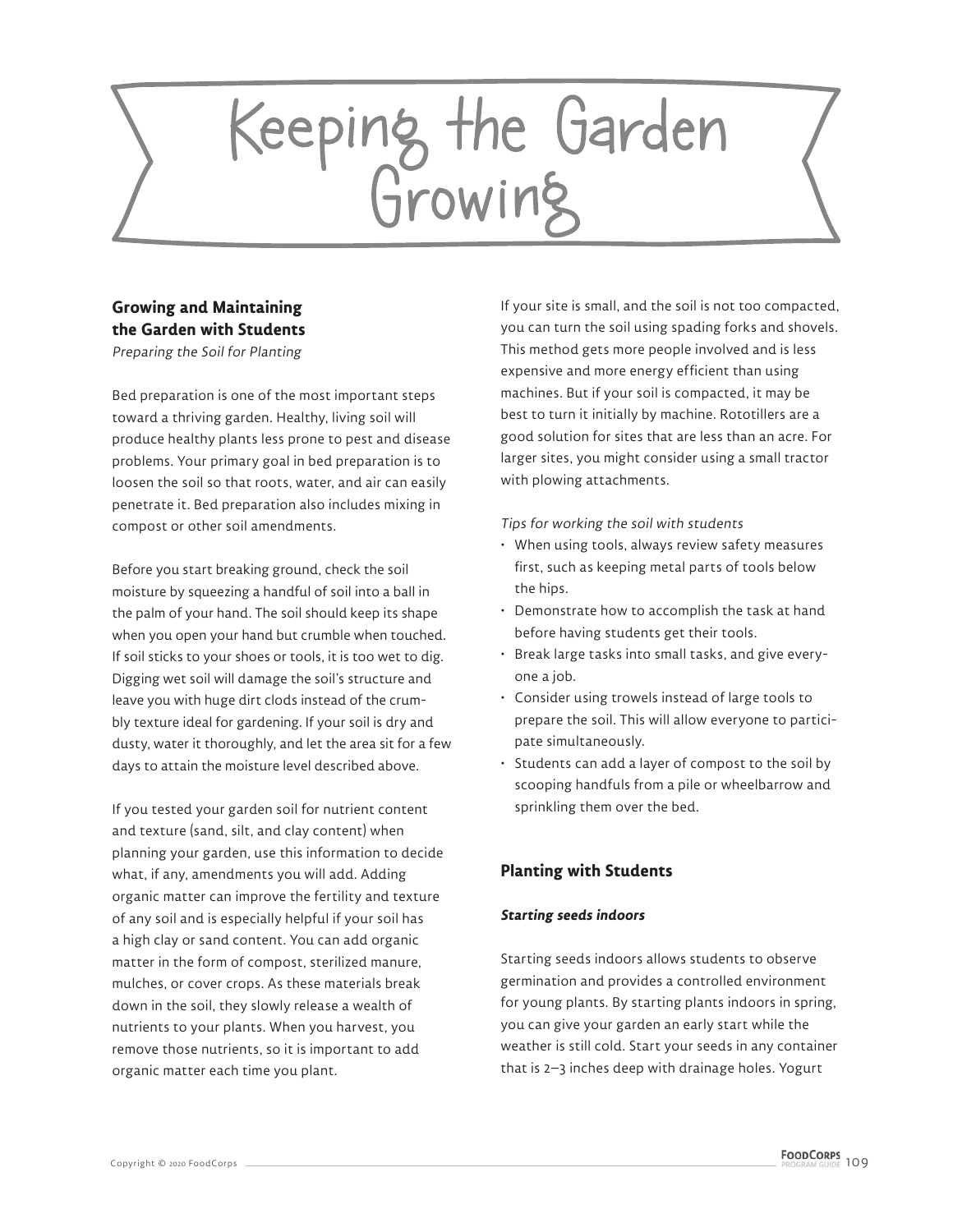# Keeping the Garden Growing

## Growing and Maintaining the Garden with Students

*Preparing the Soil for Planting*

Bed preparation is one of the most important steps toward a thriving garden. Healthy, living soil will produce healthy plants less prone to pest and disease problems. Your primary goal in bed preparation is to loosen the soil so that roots, water, and air can easily penetrate it. Bed preparation also includes mixing in compost or other soil amendments.

Before you start breaking ground, check the soil moisture by squeezing a handful of soil into a ball in the palm of your hand. The soil should keep its shape when you open your hand but crumble when touched. If soil sticks to your shoes or tools, it is too wet to dig. Digging wet soil will damage the soil's structure and leave you with huge dirt clods instead of the crumbly texture ideal for gardening. If your soil is dry and dusty, water it thoroughly, and let the area sit for a few days to attain the moisture level described above.

If you tested your garden soil for nutrient content and texture (sand, silt, and clay content) when planning your garden, use this information to decide what, if any, amendments you will add. Adding organic matter can improve the fertility and texture of any soil and is especially helpful if your soil has a high clay or sand content. You can add organic matter in the form of compost, sterilized manure, mulches, or cover crops. As these materials break down in the soil, they slowly release a wealth of nutrients to your plants. When you harvest, you remove those nutrients, so it is important to add organic matter each time you plant.

If your site is small, and the soil is not too compacted, you can turn the soil using spading forks and shovels. This method gets more people involved and is less expensive and more energy efficient than using machines. But if your soil is compacted, it may be best to turn it initially by machine. Rototillers are a good solution for sites that are less than an acre. For larger sites, you might consider using a small tractor with plowing attachments.

*Tips for working the soil with students*

- When using tools, always review safety measures first, such as keeping metal parts of tools below the hips.
- Demonstrate how to accomplish the task at hand before having students get their tools.
- Break large tasks into small tasks, and give everyone a job.
- Consider using trowels instead of large tools to prepare the soil. This will allow everyone to participate simultaneously.
- Students can add a layer of compost to the soil by scooping handfuls from a pile or wheelbarrow and sprinkling them over the bed.

## Planting with Students

### *Starting seeds indoors*

Starting seeds indoors allows students to observe germination and provides a controlled environment for young plants. By starting plants indoors in spring, you can give your garden an early start while the weather is still cold. Start your seeds in any container that is 2–3 inches deep with drainage holes. Yogurt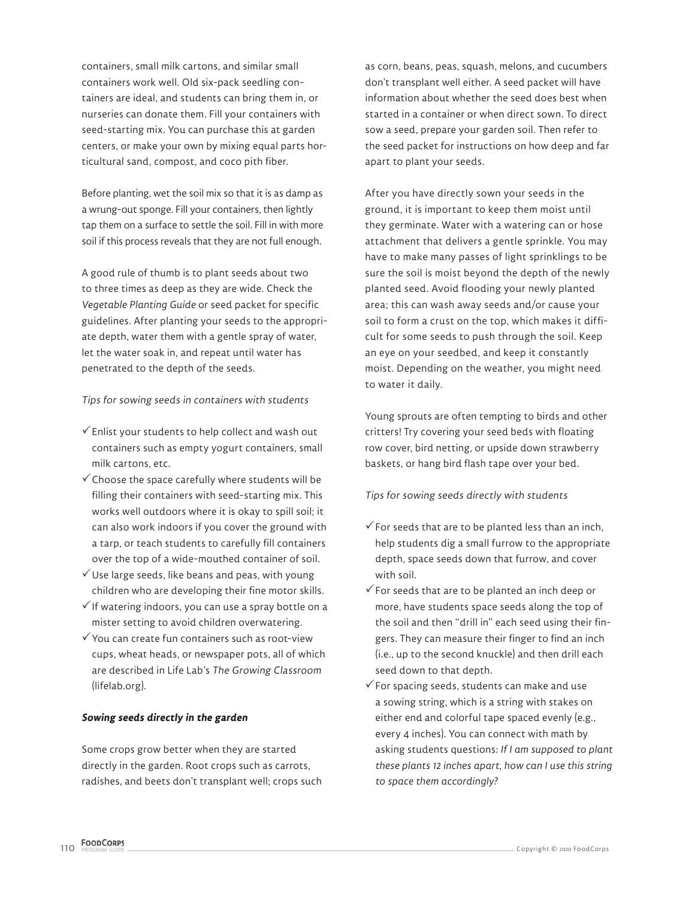containers, small milk cartons, and similar small containers work well. Old six-pack seedling containers are ideal, and students can bring them in, or nurseries can donate them. Fill your containers with seed-starting mix. You can purchase this at garden centers, or make your own by mixing equal parts horticultural sand, compost, and coco pith fiber.

Before planting, wet the soil mix so that it is as damp as a wrung-out sponge. Fill your containers, then lightly tap them on a surface to settle the soil. Fill in with more soil if this process reveals that they are not full enough.

A good rule of thumb is to plant seeds about two to three times as deep as they are wide. Check the *Vegetable Planting Guide* or seed packet for specific guidelines. After planting your seeds to the appropriate depth, water them with a gentle spray of water, let the water soak in, and repeat until water has penetrated to the depth of the seeds.

*Tips for sowing seeds in containers with students*

- ✓ Enlist your students to help collect and wash out containers such as empty yogurt containers, small milk cartons, etc.
- ✓ Choose the space carefully where students will be filling their containers with seed-starting mix. This works well outdoors where it is okay to spill soil; it can also work indoors if you cover the ground with a tarp, or teach students to carefully fill containers over the top of a wide-mouthed container of soil.
- ✓ Use large seeds, like beans and peas, with young children who are developing their fine motor skills.
- ✓ If watering indoors, you can use a spray bottle on a mister setting to avoid children overwatering.
- ✓ You can create fun containers such as root-view cups, wheat heads, or newspaper pots, all of which are described in Life Lab's *The Growing Classroom* (lifelab.org).

***Sowing seeds directly in the garden***

Some crops grow better when they are started directly in the garden. Root crops such as carrots, radishes, and beets don't transplant well; crops such as corn, beans, peas, squash, melons, and cucumbers don't transplant well either. A seed packet will have information about whether the seed does best when started in a container or when direct sown. To direct sow a seed, prepare your garden soil. Then refer to the seed packet for instructions on how deep and far apart to plant your seeds.

After you have directly sown your seeds in the ground, it is important to keep them moist until they germinate. Water with a watering can or hose attachment that delivers a gentle sprinkle. You may have to make many passes of light sprinklings to be sure the soil is moist beyond the depth of the newly planted seed. Avoid flooding your newly planted area; this can wash away seeds and/or cause your soil to form a crust on the top, which makes it difficult for some seeds to push through the soil. Keep an eye on your seedbed, and keep it constantly moist. Depending on the weather, you might need to water it daily.

Young sprouts are often tempting to birds and other critters! Try covering your seed beds with floating row cover, bird netting, or upside down strawberry baskets, or hang bird flash tape over your bed.

*Tips for sowing seeds directly with students*

- ✓ For seeds that are to be planted less than an inch, help students dig a small furrow to the appropriate depth, space seeds down that furrow, and cover with soil.
- ✓ For seeds that are to be planted an inch deep or more, have students space seeds along the top of the soil and then "drill in" each seed using their fingers. They can measure their finger to find an inch (i.e., up to the second knuckle) and then drill each seed down to that depth.
- ✓ For spacing seeds, students can make and use a sowing string, which is a string with stakes on either end and colorful tape spaced evenly (e.g., every 4 inches). You can connect with math by asking students questions: *If I am supposed to plant these plants 12 inches apart, how can I use this string to space them accordingly?*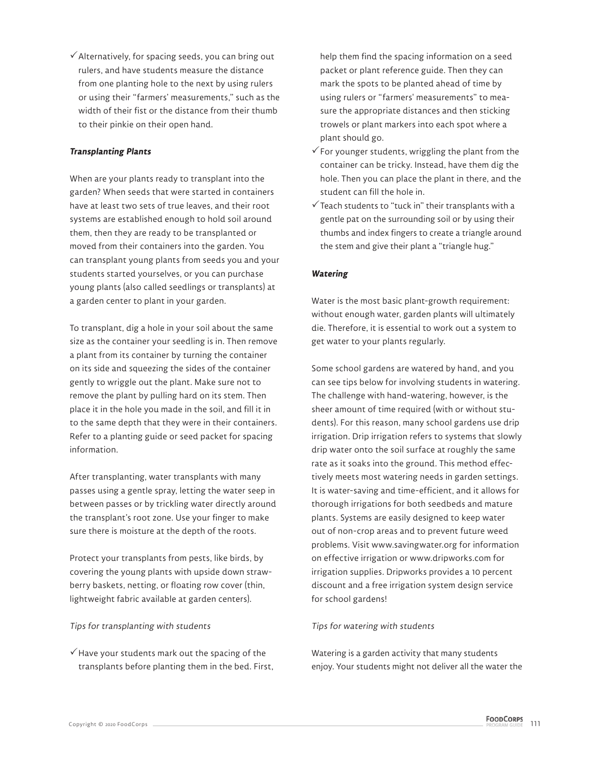- ✓ Alternatively, for spacing seeds, you can bring out rulers, and have students measure the distance from one planting hole to the next by using rulers or using their "farmers' measurements," such as the width of their fist or the distance from their thumb to their pinkie on their open hand.

***Transplanting Plants***

When are your plants ready to transplant into the garden? When seeds that were started in containers have at least two sets of true leaves, and their root systems are established enough to hold soil around them, then they are ready to be transplanted or moved from their containers into the garden. You can transplant young plants from seeds you and your students started yourselves, or you can purchase young plants (also called seedlings or transplants) at a garden center to plant in your garden.

To transplant, dig a hole in your soil about the same size as the container your seedling is in. Then remove a plant from its container by turning the container on its side and squeezing the sides of the container gently to wriggle out the plant. Make sure not to remove the plant by pulling hard on its stem. Then place it in the hole you made in the soil, and fill it in to the same depth that they were in their containers. Refer to a planting guide or seed packet for spacing information.

After transplanting, water transplants with many passes using a gentle spray, letting the water seep in between passes or by trickling water directly around the transplant's root zone. Use your finger to make sure there is moisture at the depth of the roots.

Protect your transplants from pests, like birds, by covering the young plants with upside down strawberry baskets, netting, or floating row cover (thin, lightweight fabric available at garden centers).

*Tips for transplanting with students*

- ✓ Have your students mark out the spacing of the transplants before planting them in the bed. First, help them find the spacing information on a seed packet or plant reference guide. Then they can mark the spots to be planted ahead of time by using rulers or "farmers' measurements" to measure the appropriate distances and then sticking trowels or plant markers into each spot where a plant should go.
- ✓ For younger students, wriggling the plant from the container can be tricky. Instead, have them dig the hole. Then you can place the plant in there, and the student can fill the hole in.
- ✓ Teach students to "tuck in" their transplants with a gentle pat on the surrounding soil or by using their thumbs and index fingers to create a triangle around the stem and give their plant a "triangle hug."

***Watering***

Water is the most basic plant-growth requirement: without enough water, garden plants will ultimately die. Therefore, it is essential to work out a system to get water to your plants regularly.

Some school gardens are watered by hand, and you can see tips below for involving students in watering. The challenge with hand-watering, however, is the sheer amount of time required (with or without students). For this reason, many school gardens use drip irrigation. Drip irrigation refers to systems that slowly drip water onto the soil surface at roughly the same rate as it soaks into the ground. This method effectively meets most watering needs in garden settings. It is water-saving and time-efficient, and it allows for thorough irrigations for both seedbeds and mature plants. Systems are easily designed to keep water out of non-crop areas and to prevent future weed problems. Visit www.savingwater.org for information on effective irrigation or www.dripworks.com for irrigation supplies. Dripworks provides a 10 percent discount and a free irrigation system design service for school gardens!

*Tips for watering with students*

Watering is a garden activity that many students enjoy. Your students might not deliver all the water the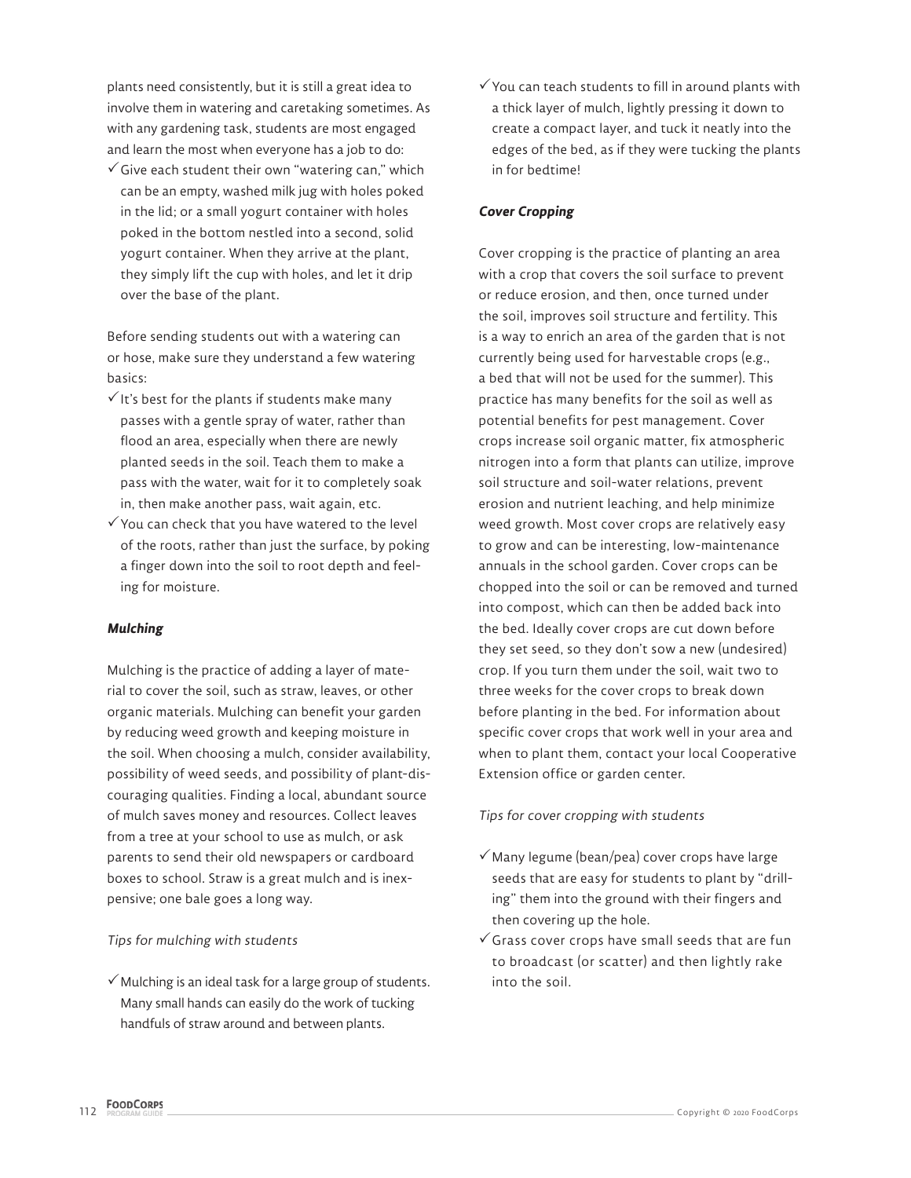plants need consistently, but it is still a great idea to involve them in watering and caretaking sometimes. As with any gardening task, students are most engaged and learn the most when everyone has a job to do:

- ✓ Give each student their own "watering can," which can be an empty, washed milk jug with holes poked in the lid; or a small yogurt container with holes poked in the bottom nestled into a second, solid yogurt container. When they arrive at the plant, they simply lift the cup with holes, and let it drip over the base of the plant.

Before sending students out with a watering can or hose, make sure they understand a few watering basics:

- ✓ It's best for the plants if students make many passes with a gentle spray of water, rather than flood an area, especially when there are newly planted seeds in the soil. Teach them to make a pass with the water, wait for it to completely soak in, then make another pass, wait again, etc.
- ✓ You can check that you have watered to the level of the roots, rather than just the surface, by poking a finger down into the soil to root depth and feeling for moisture.

***Mulching***

Mulching is the practice of adding a layer of material to cover the soil, such as straw, leaves, or other organic materials. Mulching can benefit your garden by reducing weed growth and keeping moisture in the soil. When choosing a mulch, consider availability, possibility of weed seeds, and possibility of plant-discouraging qualities. Finding a local, abundant source of mulch saves money and resources. Collect leaves from a tree at your school to use as mulch, or ask parents to send their old newspapers or cardboard boxes to school. Straw is a great mulch and is inexpensive; one bale goes a long way.

*Tips for mulching with students*

- ✓ Mulching is an ideal task for a large group of students. Many small hands can easily do the work of tucking handfuls of straw around and between plants.
- ✓ You can teach students to fill in around plants with a thick layer of mulch, lightly pressing it down to create a compact layer, and tuck it neatly into the edges of the bed, as if they were tucking the plants in for bedtime!

***Cover Cropping***

Cover cropping is the practice of planting an area with a crop that covers the soil surface to prevent or reduce erosion, and then, once turned under the soil, improves soil structure and fertility. This is a way to enrich an area of the garden that is not currently being used for harvestable crops (e.g., a bed that will not be used for the summer). This practice has many benefits for the soil as well as potential benefits for pest management. Cover crops increase soil organic matter, fix atmospheric nitrogen into a form that plants can utilize, improve soil structure and soil-water relations, prevent erosion and nutrient leaching, and help minimize weed growth. Most cover crops are relatively easy to grow and can be interesting, low-maintenance annuals in the school garden. Cover crops can be chopped into the soil or can be removed and turned into compost, which can then be added back into the bed. Ideally cover crops are cut down before they set seed, so they don't sow a new (undesired) crop. If you turn them under the soil, wait two to three weeks for the cover crops to break down before planting in the bed. For information about specific cover crops that work well in your area and when to plant them, contact your local Cooperative Extension office or garden center.

*Tips for cover cropping with students*

- ✓ Many legume (bean/pea) cover crops have large seeds that are easy for students to plant by "drilling" them into the ground with their fingers and then covering up the hole.
- ✓ Grass cover crops have small seeds that are fun to broadcast (or scatter) and then lightly rake into the soil.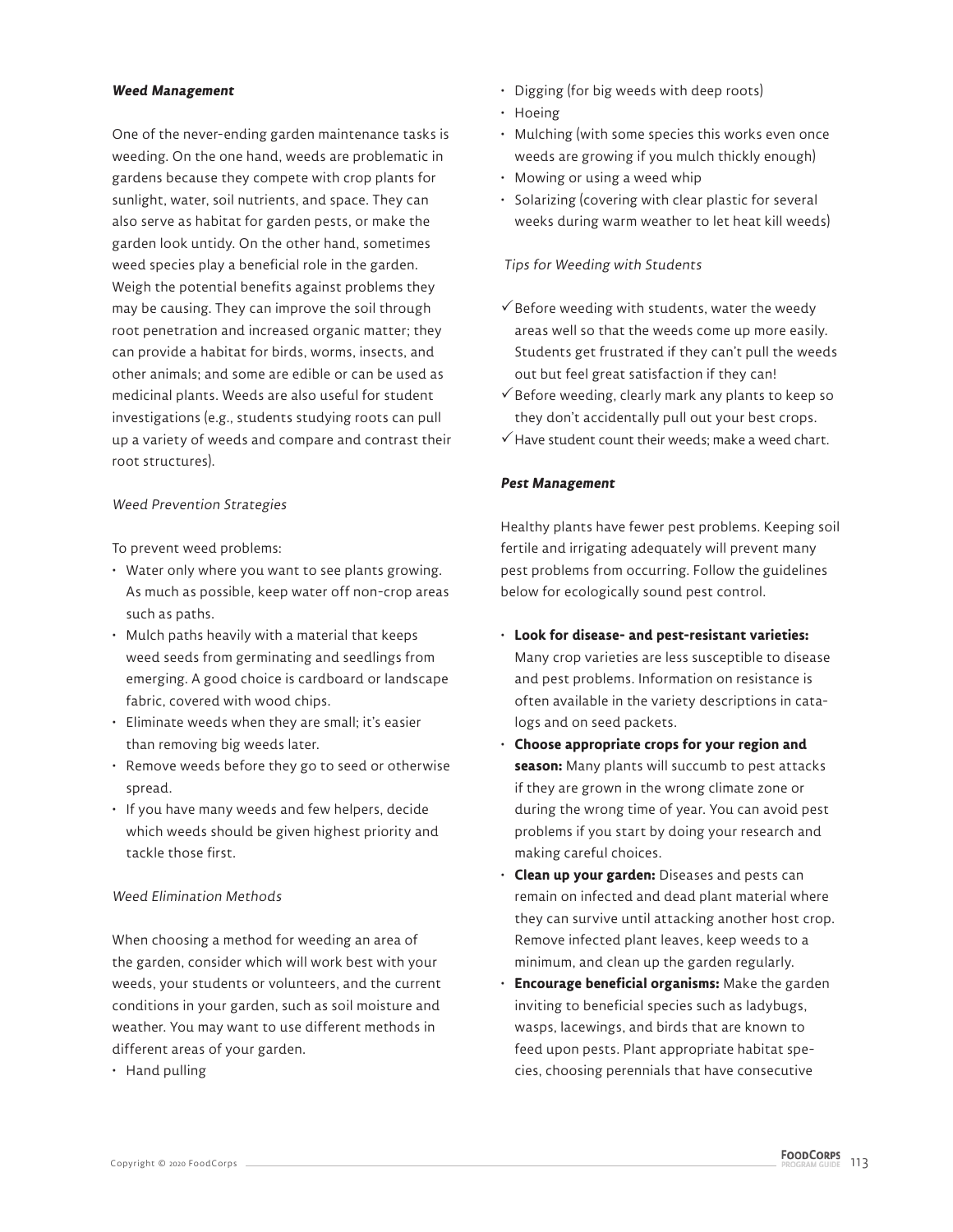### ***Weed Management***

One of the never-ending garden maintenance tasks is weeding. On the one hand, weeds are problematic in gardens because they compete with crop plants for sunlight, water, soil nutrients, and space. They can also serve as habitat for garden pests, or make the garden look untidy. On the other hand, sometimes weed species play a beneficial role in the garden. Weigh the potential benefits against problems they may be causing. They can improve the soil through root penetration and increased organic matter; they can provide a habitat for birds, worms, insects, and other animals; and some are edible or can be used as medicinal plants. Weeds are also useful for student investigations (e.g., students studying roots can pull up a variety of weeds and compare and contrast their root structures).

*Weed Prevention Strategies*

To prevent weed problems:

- Water only where you want to see plants growing. As much as possible, keep water off non-crop areas such as paths.
- Mulch paths heavily with a material that keeps weed seeds from germinating and seedlings from emerging. A good choice is cardboard or landscape fabric, covered with wood chips.
- Eliminate weeds when they are small; it's easier than removing big weeds later.
- Remove weeds before they go to seed or otherwise spread.
- If you have many weeds and few helpers, decide which weeds should be given highest priority and tackle those first.

*Weed Elimination Methods*

When choosing a method for weeding an area of the garden, consider which will work best with your weeds, your students or volunteers, and the current conditions in your garden, such as soil moisture and weather. You may want to use different methods in different areas of your garden.

- Hand pulling
- Digging (for big weeds with deep roots)
- Hoeing
- Mulching (with some species this works even once weeds are growing if you mulch thickly enough)
- Mowing or using a weed whip
- Solarizing (covering with clear plastic for several weeks during warm weather to let heat kill weeds)

*Tips for Weeding with Students*

- ✓ Before weeding with students, water the weedy areas well so that the weeds come up more easily. Students get frustrated if they can't pull the weeds out but feel great satisfaction if they can!
- ✓ Before weeding, clearly mark any plants to keep so they don't accidentally pull out your best crops.
- ✓ Have student count their weeds; make a weed chart.

### ***Pest Management***

Healthy plants have fewer pest problems. Keeping soil fertile and irrigating adequately will prevent many pest problems from occurring. Follow the guidelines below for ecologically sound pest control.

- **Look for disease- and pest-resistant varieties:** Many crop varieties are less susceptible to disease and pest problems. Information on resistance is often available in the variety descriptions in catalogs and on seed packets.
- **Choose appropriate crops for your region and season:** Many plants will succumb to pest attacks if they are grown in the wrong climate zone or during the wrong time of year. You can avoid pest problems if you start by doing your research and making careful choices.
- **Clean up your garden:** Diseases and pests can remain on infected and dead plant material where they can survive until attacking another host crop. Remove infected plant leaves, keep weeds to a minimum, and clean up the garden regularly.
- **Encourage beneficial organisms:** Make the garden inviting to beneficial species such as ladybugs, wasps, lacewings, and birds that are known to feed upon pests. Plant appropriate habitat species, choosing perennials that have consecutive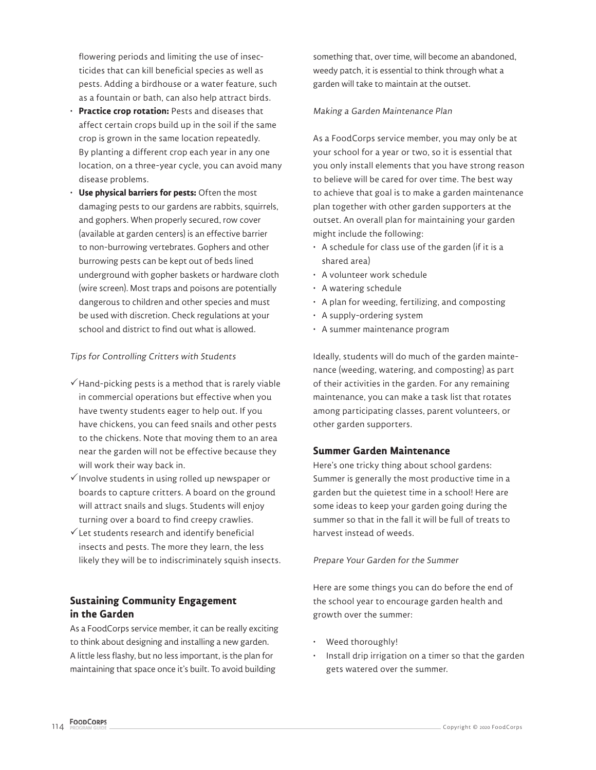flowering periods and limiting the use of insecticides that can kill beneficial species as well as pests. Adding a birdhouse or a water feature, such as a fountain or bath, can also help attract birds.

- **Practice crop rotation:** Pests and diseases that affect certain crops build up in the soil if the same crop is grown in the same location repeatedly. By planting a different crop each year in any one location, on a three-year cycle, you can avoid many disease problems.
- **Use physical barriers for pests:** Often the most damaging pests to our gardens are rabbits, squirrels, and gophers. When properly secured, row cover (available at garden centers) is an effective barrier to non-burrowing vertebrates. Gophers and other burrowing pests can be kept out of beds lined underground with gopher baskets or hardware cloth (wire screen). Most traps and poisons are potentially dangerous to children and other species and must be used with discretion. Check regulations at your school and district to find out what is allowed.

*Tips for Controlling Critters with Students*

- ✓ Hand-picking pests is a method that is rarely viable in commercial operations but effective when you have twenty students eager to help out. If you have chickens, you can feed snails and other pests to the chickens. Note that moving them to an area near the garden will not be effective because they will work their way back in.
- ✓ Involve students in using rolled up newspaper or boards to capture critters. A board on the ground will attract snails and slugs. Students will enjoy turning over a board to find creepy crawlies.
- ✓ Let students research and identify beneficial insects and pests. The more they learn, the less likely they will be to indiscriminately squish insects.

## Sustaining Community Engagement in the Garden

As a FoodCorps service member, it can be really exciting to think about designing and installing a new garden. A little less flashy, but no less important, is the plan for maintaining that space once it's built. To avoid building something that, over time, will become an abandoned, weedy patch, it is essential to think through what a garden will take to maintain at the outset.

*Making a Garden Maintenance Plan*

As a FoodCorps service member, you may only be at your school for a year or two, so it is essential that you only install elements that you have strong reason to believe will be cared for over time. The best way to achieve that goal is to make a garden maintenance plan together with other garden supporters at the outset. An overall plan for maintaining your garden might include the following:

- A schedule for class use of the garden (if it is a shared area)
- A volunteer work schedule
- A watering schedule
- A plan for weeding, fertilizing, and composting
- A supply-ordering system
- A summer maintenance program

Ideally, students will do much of the garden maintenance (weeding, watering, and composting) as part of their activities in the garden. For any remaining maintenance, you can make a task list that rotates among participating classes, parent volunteers, or other garden supporters.

## Summer Garden Maintenance

Here's one tricky thing about school gardens: Summer is generally the most productive time in a garden but the quietest time in a school! Here are some ideas to keep your garden going during the summer so that in the fall it will be full of treats to harvest instead of weeds.

*Prepare Your Garden for the Summer*

Here are some things you can do before the end of the school year to encourage garden health and growth over the summer:

- Weed thoroughly!
- Install drip irrigation on a timer so that the garden gets watered over the summer.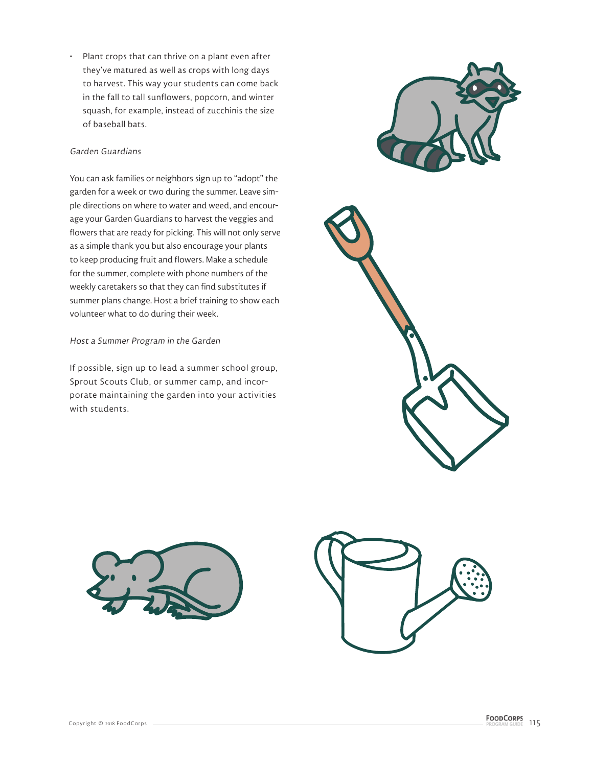- Plant crops that can thrive on a plant even after they've matured as well as crops with long days to harvest. This way your students can come back in the fall to tall sunflowers, popcorn, and winter squash, for example, instead of zucchinis the size of baseball bats.

*Garden Guardians*

You can ask families or neighbors sign up to "adopt" the garden for a week or two during the summer. Leave simple directions on where to water and weed, and encourage your Garden Guardians to harvest the veggies and flowers that are ready for picking. This will not only serve as a simple thank you but also encourage your plants to keep producing fruit and flowers. Make a schedule for the summer, complete with phone numbers of the weekly caretakers so that they can find substitutes if summer plans change. Host a brief training to show each volunteer what to do during their week.

*Host a Summer Program in the Garden*

If possible, sign up to lead a summer school group, Sprout Scouts Club, or summer camp, and incorporate maintaining the garden into your activities with students.